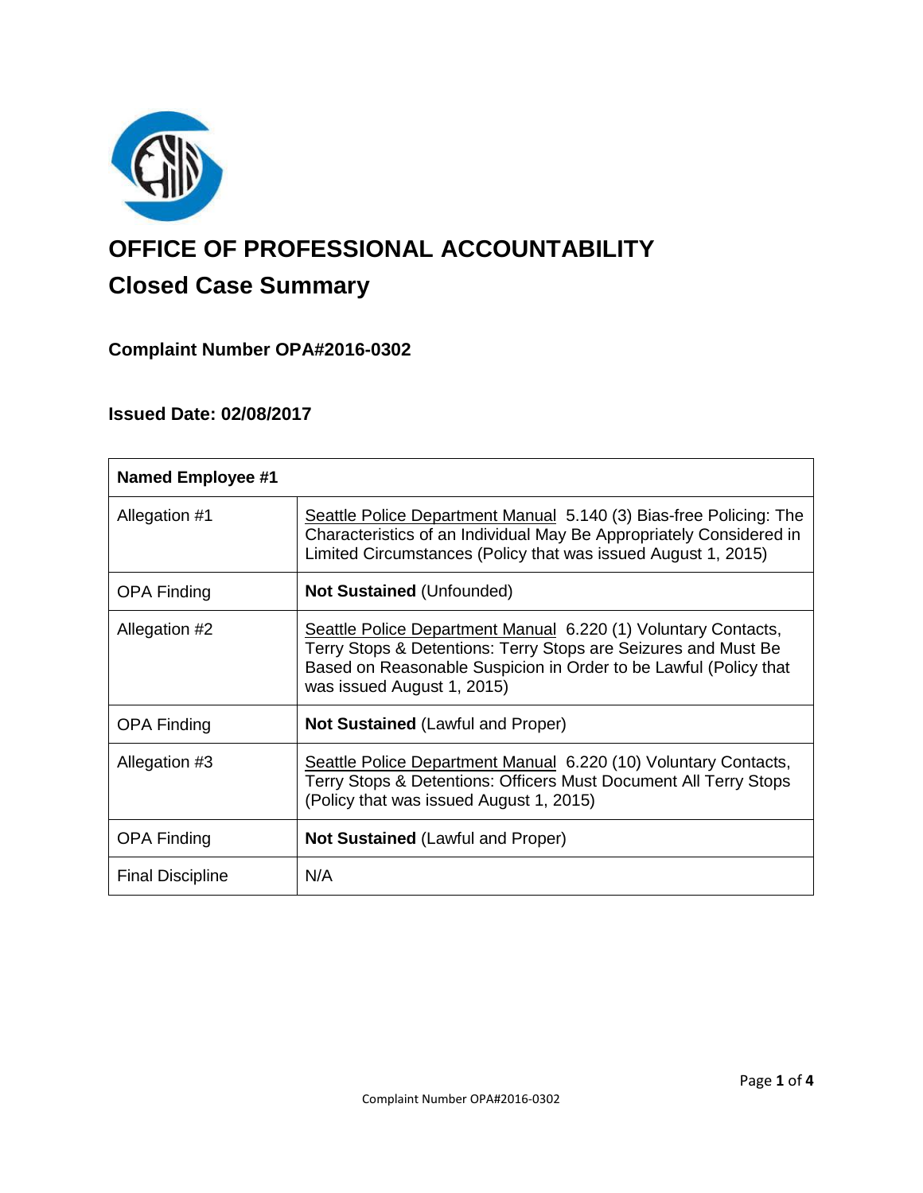# OFFICE OF PROFESSIONAL ACCOUNTABILITY

## Closed Case Summary

### Complaint Number OPA#2016-0302

### Issued Date: 02/08/2017

| Named Employee #1 | |
| --- | --- |
| Allegation #1 | Seattle Police Department Manual 5.140 (3) Bias-free Policing: The Characteristics of an Individual May Be Appropriately Considered in Limited Circumstances (Policy that was issued August 1, 2015) |
| OPA Finding | **Not Sustained** (Unfounded) |
| Allegation #2 | Seattle Police Department Manual 6.220 (1) Voluntary Contacts, Terry Stops & Detentions: Terry Stops are Seizures and Must Be Based on Reasonable Suspicion in Order to be Lawful (Policy that was issued August 1, 2015) |
| OPA Finding | **Not Sustained** (Lawful and Proper) |
| Allegation #3 | Seattle Police Department Manual 6.220 (10) Voluntary Contacts, Terry Stops & Detentions: Officers Must Document All Terry Stops (Policy that was issued August 1, 2015) |
| OPA Finding | **Not Sustained** (Lawful and Proper) |
| Final Discipline | N/A |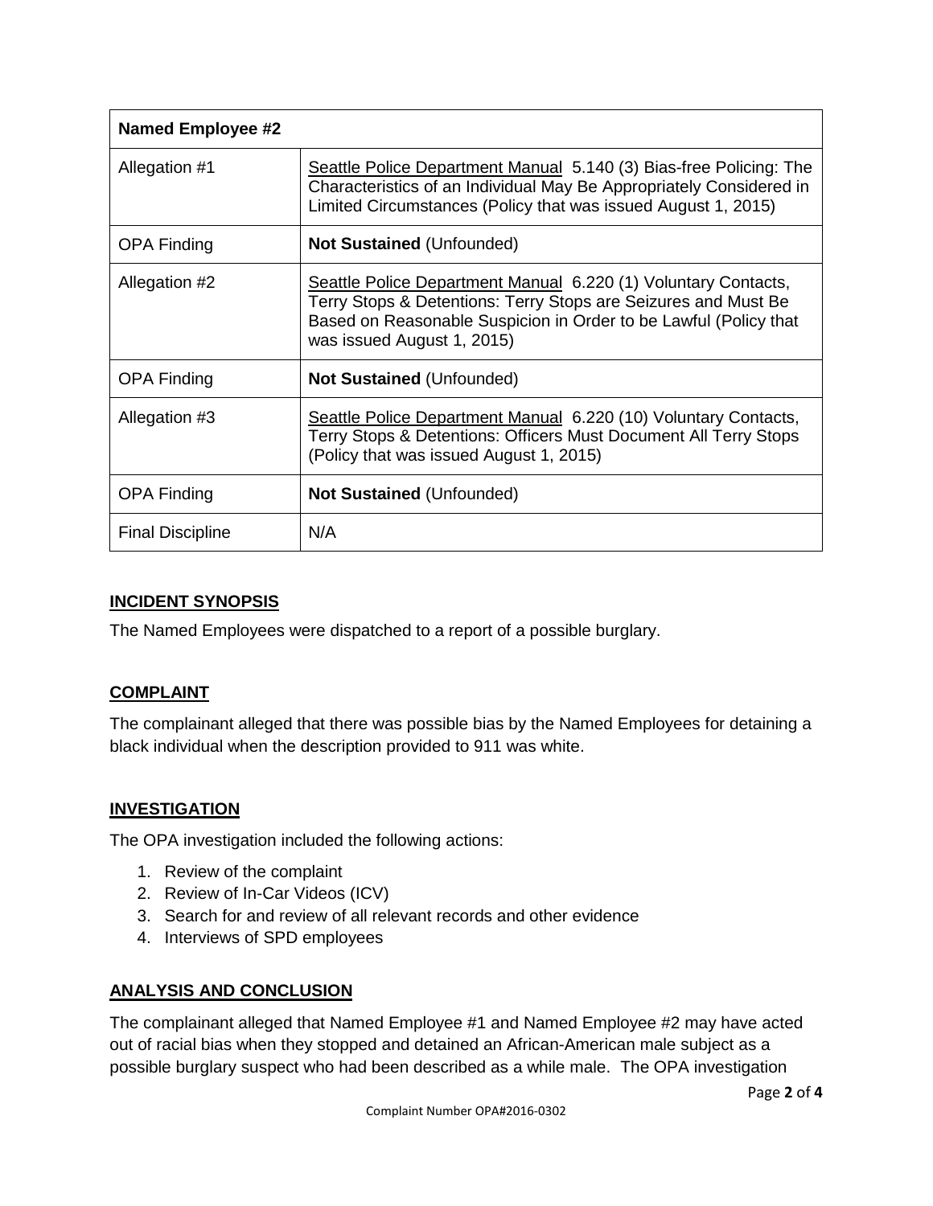| Named Employee #2 | |
|---|---|
| Allegation #1 | Seattle Police Department Manual 5.140 (3) Bias-free Policing: The Characteristics of an Individual May Be Appropriately Considered in Limited Circumstances (Policy that was issued August 1, 2015) |
| OPA Finding | **Not Sustained** (Unfounded) |
| Allegation #2 | Seattle Police Department Manual 6.220 (1) Voluntary Contacts, Terry Stops & Detentions: Terry Stops are Seizures and Must Be Based on Reasonable Suspicion in Order to be Lawful (Policy that was issued August 1, 2015) |
| OPA Finding | **Not Sustained** (Unfounded) |
| Allegation #3 | Seattle Police Department Manual 6.220 (10) Voluntary Contacts, Terry Stops & Detentions: Officers Must Document All Terry Stops (Policy that was issued August 1, 2015) |
| OPA Finding | **Not Sustained** (Unfounded) |
| Final Discipline | N/A |

## INCIDENT SYNOPSIS

The Named Employees were dispatched to a report of a possible burglary.

## COMPLAINT

The complainant alleged that there was possible bias by the Named Employees for detaining a black individual when the description provided to 911 was white.

## INVESTIGATION

The OPA investigation included the following actions:

1. Review of the complaint
2. Review of In-Car Videos (ICV)
3. Search for and review of all relevant records and other evidence
4. Interviews of SPD employees

## ANALYSIS AND CONCLUSION

The complainant alleged that Named Employee #1 and Named Employee #2 may have acted out of racial bias when they stopped and detained an African-American male subject as a possible burglary suspect who had been described as a while male. The OPA investigation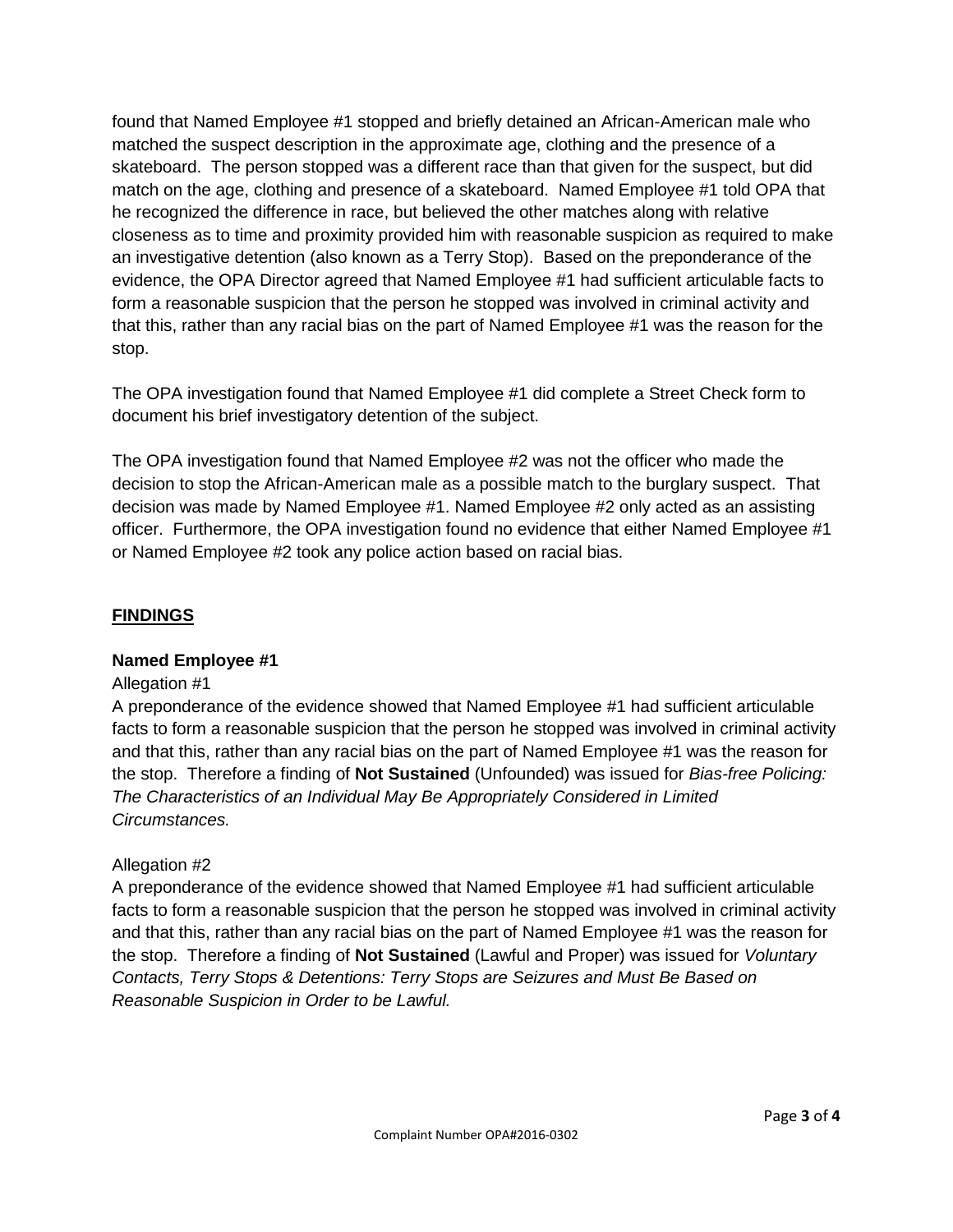found that Named Employee #1 stopped and briefly detained an African-American male who matched the suspect description in the approximate age, clothing and the presence of a skateboard. The person stopped was a different race than that given for the suspect, but did match on the age, clothing and presence of a skateboard. Named Employee #1 told OPA that he recognized the difference in race, but believed the other matches along with relative closeness as to time and proximity provided him with reasonable suspicion as required to make an investigative detention (also known as a Terry Stop). Based on the preponderance of the evidence, the OPA Director agreed that Named Employee #1 had sufficient articulable facts to form a reasonable suspicion that the person he stopped was involved in criminal activity and that this, rather than any racial bias on the part of Named Employee #1 was the reason for the stop.

The OPA investigation found that Named Employee #1 did complete a Street Check form to document his brief investigatory detention of the subject.

The OPA investigation found that Named Employee #2 was not the officer who made the decision to stop the African-American male as a possible match to the burglary suspect. That decision was made by Named Employee #1. Named Employee #2 only acted as an assisting officer. Furthermore, the OPA investigation found no evidence that either Named Employee #1 or Named Employee #2 took any police action based on racial bias.

## FINDINGS

**Named Employee #1**

Allegation #1

A preponderance of the evidence showed that Named Employee #1 had sufficient articulable facts to form a reasonable suspicion that the person he stopped was involved in criminal activity and that this, rather than any racial bias on the part of Named Employee #1 was the reason for the stop. Therefore a finding of **Not Sustained** (Unfounded) was issued for *Bias-free Policing: The Characteristics of an Individual May Be Appropriately Considered in Limited Circumstances.*

Allegation #2

A preponderance of the evidence showed that Named Employee #1 had sufficient articulable facts to form a reasonable suspicion that the person he stopped was involved in criminal activity and that this, rather than any racial bias on the part of Named Employee #1 was the reason for the stop. Therefore a finding of **Not Sustained** (Lawful and Proper) was issued for *Voluntary Contacts, Terry Stops & Detentions: Terry Stops are Seizures and Must Be Based on Reasonable Suspicion in Order to be Lawful.*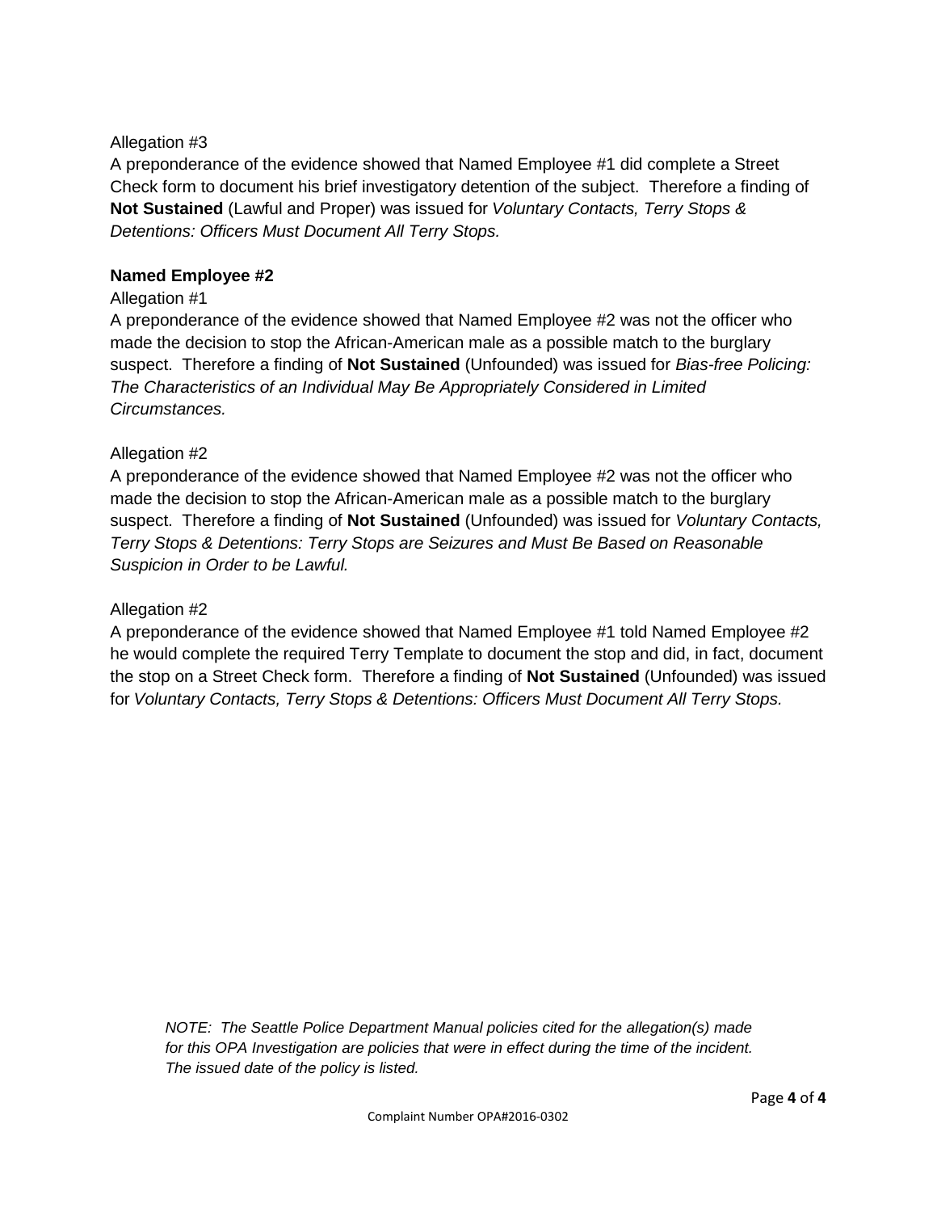Allegation #3

A preponderance of the evidence showed that Named Employee #1 did complete a Street Check form to document his brief investigatory detention of the subject. Therefore a finding of **Not Sustained** (Lawful and Proper) was issued for *Voluntary Contacts, Terry Stops & Detentions: Officers Must Document All Terry Stops.*

**Named Employee #2**

Allegation #1

A preponderance of the evidence showed that Named Employee #2 was not the officer who made the decision to stop the African-American male as a possible match to the burglary suspect. Therefore a finding of **Not Sustained** (Unfounded) was issued for *Bias-free Policing: The Characteristics of an Individual May Be Appropriately Considered in Limited Circumstances.*

Allegation #2

A preponderance of the evidence showed that Named Employee #2 was not the officer who made the decision to stop the African-American male as a possible match to the burglary suspect. Therefore a finding of **Not Sustained** (Unfounded) was issued for *Voluntary Contacts, Terry Stops & Detentions: Terry Stops are Seizures and Must Be Based on Reasonable Suspicion in Order to be Lawful.*

Allegation #2

A preponderance of the evidence showed that Named Employee #1 told Named Employee #2 he would complete the required Terry Template to document the stop and did, in fact, document the stop on a Street Check form. Therefore a finding of **Not Sustained** (Unfounded) was issued for *Voluntary Contacts, Terry Stops & Detentions: Officers Must Document All Terry Stops.*

*NOTE: The Seattle Police Department Manual policies cited for the allegation(s) made for this OPA Investigation are policies that were in effect during the time of the incident. The issued date of the policy is listed.*

Complaint Number OPA#2016-0302